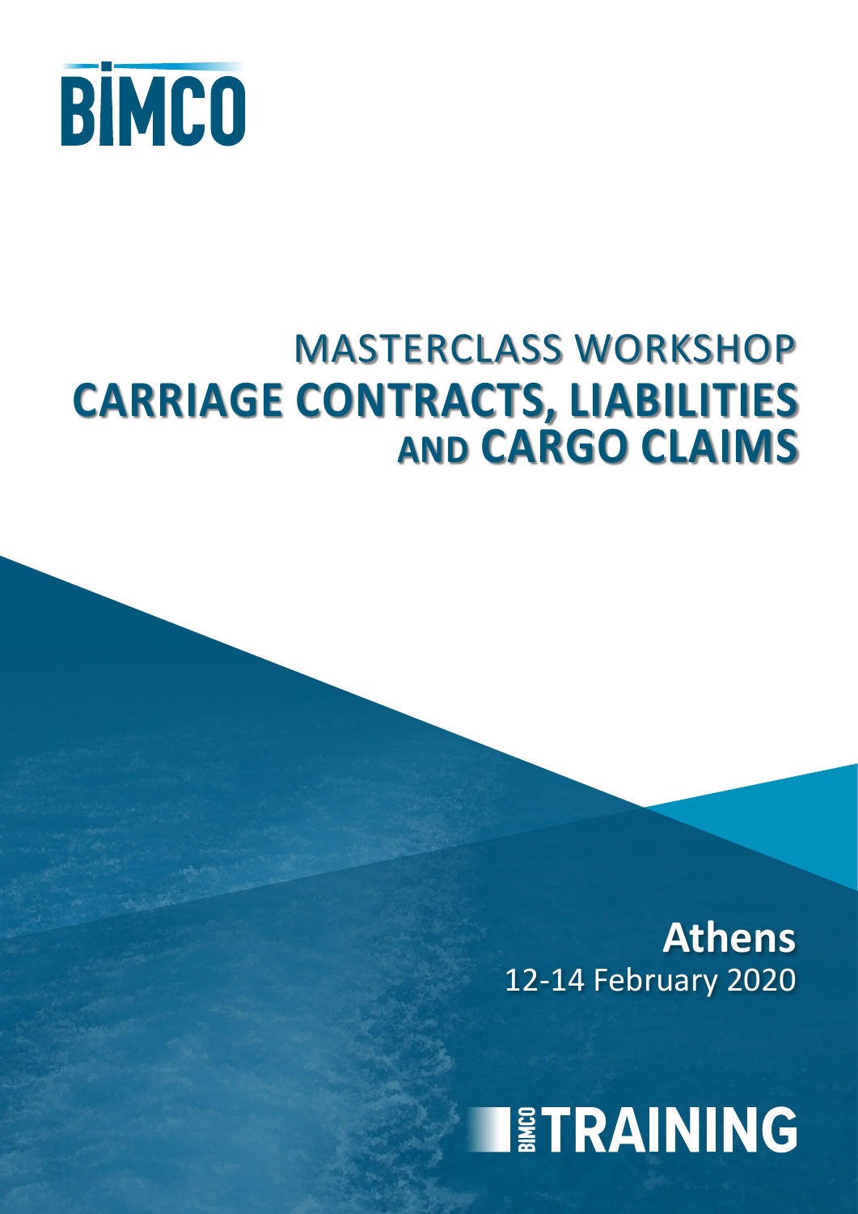BIMCO

# MASTERCLASS WORKSHOP
# CARRIAGE CONTRACTS, LIABILITIES AND CARGO CLAIMS

**Athens**
12-14 February 2020

BIMCO TRAINING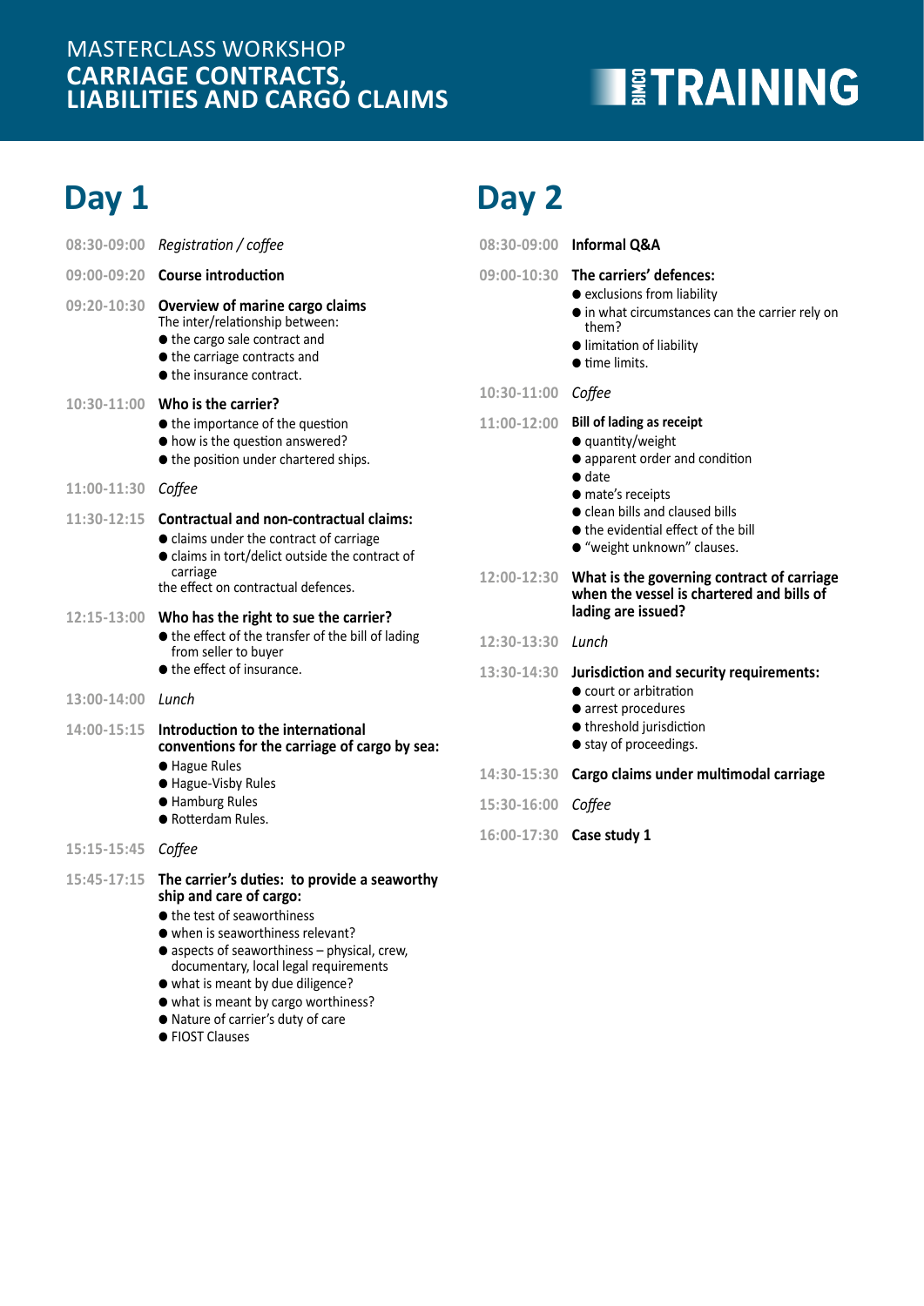MASTERCLASS WORKSHOP
**CARRIAGE CONTRACTS, LIABILITIES AND CARGO CLAIMS**

BIMCO TRAINING

## Day 1

08:30-09:00 *Registration / coffee*

09:00-09:20 **Course introduction**

09:20-10:30 **Overview of marine cargo claims**
The inter/relationship between:
- the cargo sale contract and
- the carriage contracts and
- the insurance contract.

10:30-11:00 **Who is the carrier?**
- the importance of the question
- how is the question answered?
- the position under chartered ships.

11:00-11:30 *Coffee*

11:30-12:15 **Contractual and non-contractual claims:**
- claims under the contract of carriage
- claims in tort/delict outside the contract of carriage

the effect on contractual defences.

12:15-13:00 **Who has the right to sue the carrier?**
- the effect of the transfer of the bill of lading from seller to buyer
- the effect of insurance.

13:00-14:00 *Lunch*

14:00-15:15 **Introduction to the international conventions for the carriage of cargo by sea:**
- Hague Rules
- Hague-Visby Rules
- Hamburg Rules
- Rotterdam Rules.

15:15-15:45 *Coffee*

15:45-17:15 **The carrier's duties: to provide a seaworthy ship and care of cargo:**
- the test of seaworthiness
- when is seaworthiness relevant?
- aspects of seaworthiness – physical, crew, documentary, local legal requirements
- what is meant by due diligence?
- what is meant by cargo worthiness?
- Nature of carrier's duty of care
- FIOST Clauses

## Day 2

08:30-09:00 **Informal Q&A**

09:00-10:30 **The carriers' defences:**
- exclusions from liability
- in what circumstances can the carrier rely on them?
- limitation of liability
- time limits.

10:30-11:00 *Coffee*

11:00-12:00 **Bill of lading as receipt**
- quantity/weight
- apparent order and condition
- date
- mate's receipts
- clean bills and claused bills
- the evidential effect of the bill
- "weight unknown" clauses.

12:00-12:30 **What is the governing contract of carriage when the vessel is chartered and bills of lading are issued?**

12:30-13:30 *Lunch*

13:30-14:30 **Jurisdiction and security requirements:**
- court or arbitration
- arrest procedures
- threshold jurisdiction
- stay of proceedings.

14:30-15:30 **Cargo claims under multimodal carriage**

15:30-16:00 *Coffee*

16:00-17:30 **Case study 1**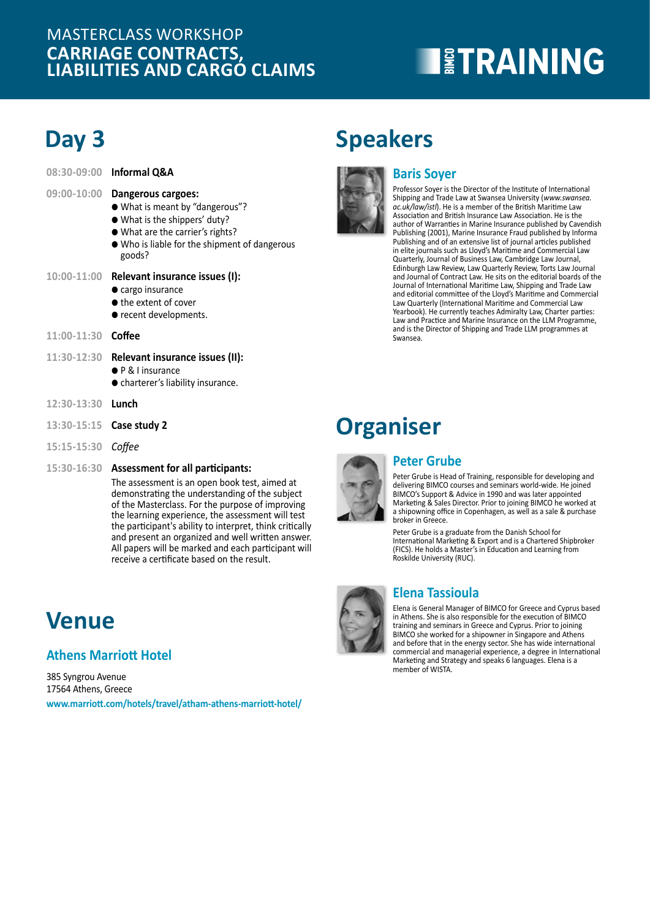MASTERCLASS WORKSHOP
**CARRIAGE CONTRACTS, LIABILITIES AND CARGO CLAIMS**

BIMCO TRAINING

# Day 3

**08:30-09:00** **Informal Q&A**

**09:00-10:00** **Dangerous cargoes:**
- What is meant by "dangerous"?
- What is the shippers' duty?
- What are the carrier's rights?
- Who is liable for the shipment of dangerous goods?

**10:00-11:00** **Relevant insurance issues (I):**
- cargo insurance
- the extent of cover
- recent developments.

**11:00-11:30** **Coffee**

**11:30-12:30** **Relevant insurance issues (II):**
- P & I insurance
- charterer's liability insurance.

**12:30-13:30** **Lunch**

**13:30-15:15** **Case study 2**

**15:15-15:30** *Coffee*

**15:30-16:30** **Assessment for all participants:**

The assessment is an open book test, aimed at demonstrating the understanding of the subject of the Masterclass. For the purpose of improving the learning experience, the assessment will test the participant's ability to interpret, think critically and present an organized and well written answer. All papers will be marked and each participant will receive a certificate based on the result.

# Venue

## Athens Marriott Hotel

385 Syngrou Avenue
17564 Athens, Greece
**www.marriott.com/hotels/travel/atham-athens-marriott-hotel/**

# Speakers

## Baris Soyer

Professor Soyer is the Director of the Institute of International Shipping and Trade Law at Swansea University (*www.swansea.ac.uk/law/istl*). He is a member of the British Maritime Law Association and British Insurance Law Association. He is the author of Warranties in Marine Insurance published by Cavendish Publishing (2001), Marine Insurance Fraud published by Informa Publishing and of an extensive list of journal articles published in elite journals such as Lloyd's Maritime and Commercial Law Quarterly, Journal of Business Law, Cambridge Law Journal, Edinburgh Law Review, Law Quarterly Review, Torts Law Journal and Journal of Contract Law. He sits on the editorial boards of the Journal of International Maritime Law, Shipping and Trade Law and editorial committee of the Lloyd's Maritime and Commercial Law Quarterly (International Maritime and Commercial Law Yearbook). He currently teaches Admiralty Law, Charter parties: Law and Practice and Marine Insurance on the LLM Programme, and is the Director of Shipping and Trade LLM programmes at Swansea.

# Organiser

## Peter Grube

Peter Grube is Head of Training, responsible for developing and delivering BIMCO courses and seminars world-wide. He joined BIMCO's Support & Advice in 1990 and was later appointed Marketing & Sales Director. Prior to joining BIMCO he worked at a shipowning office in Copenhagen, as well as a sale & purchase broker in Greece.

Peter Grube is a graduate from the Danish School for International Marketing & Export and is a Chartered Shipbroker (FICS). He holds a Master's in Education and Learning from Roskilde University (RUC).

## Elena Tassioula

Elena is General Manager of BIMCO for Greece and Cyprus based in Athens. She is also responsible for the execution of BIMCO training and seminars in Greece and Cyprus. Prior to joining BIMCO she worked for a shipowner in Singapore and Athens and before that in the energy sector. She has wide international commercial and managerial experience, a degree in International Marketing and Strategy and speaks 6 languages. Elena is a member of WISTA.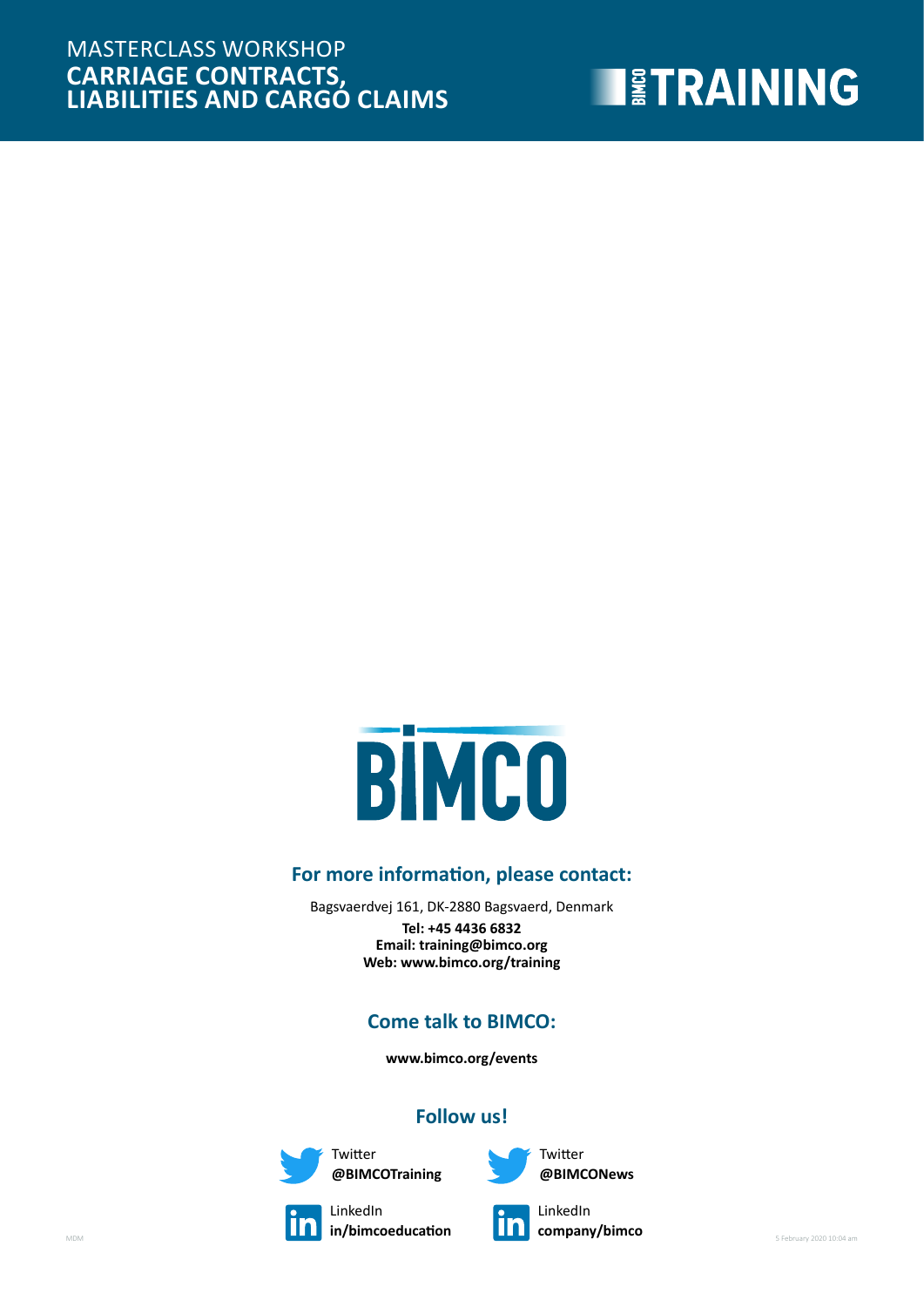MASTERCLASS WORKSHOP
**CARRIAGE CONTRACTS, LIABILITIES AND CARGO CLAIMS**

TRAINING

BIMCO

## For more information, please contact:

Bagsvaerdvej 161, DK-2880 Bagsvaerd, Denmark
**Tel: +45 4436 6832**
**Email: training@bimco.org**
**Web: www.bimco.org/training**

## Come talk to BIMCO:

**www.bimco.org/events**

## Follow us!

Twitter
**@BIMCOTraining**

Twitter
**@BIMCONews**

LinkedIn
**in/bimcoeducation**

LinkedIn
**company/bimco**

MDM

5 February 2020 10:04 am